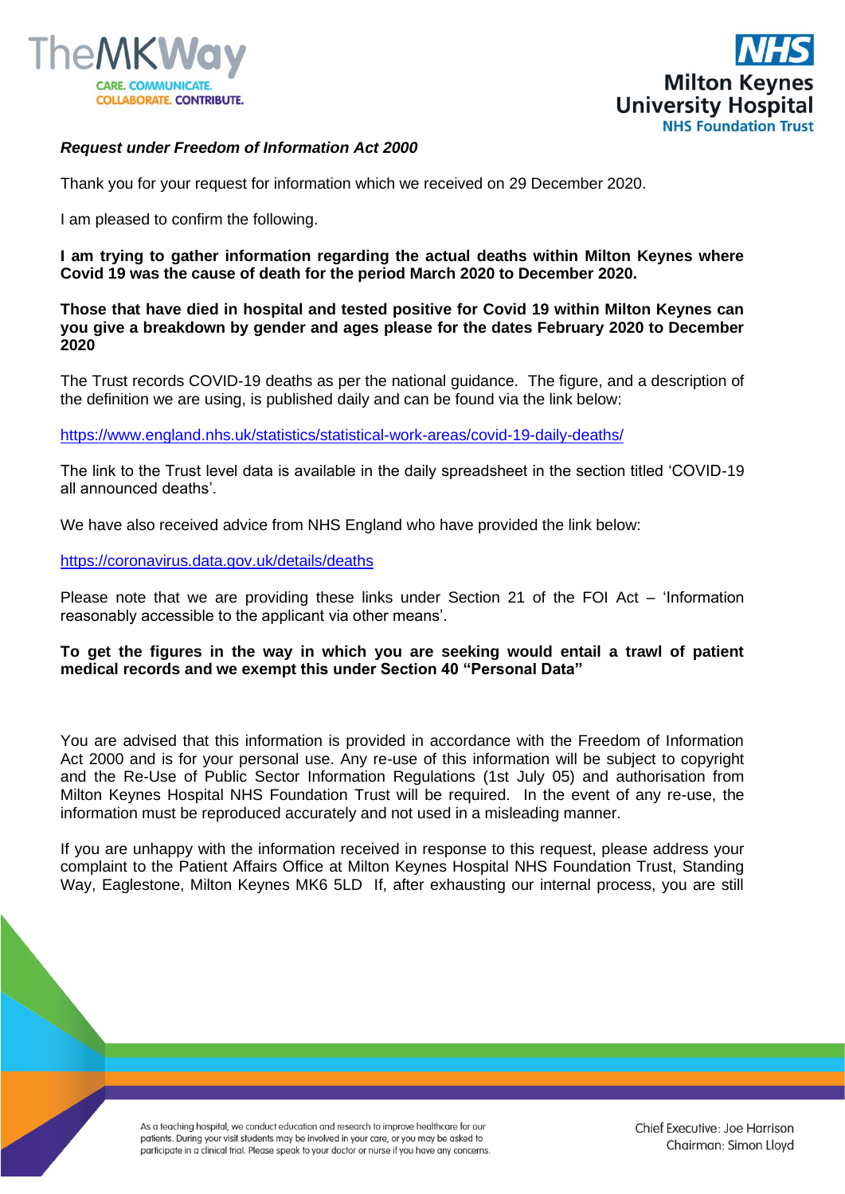***Request under Freedom of Information Act 2000***

Thank you for your request for information which we received on 29 December 2020.

I am pleased to confirm the following.

**I am trying to gather information regarding the actual deaths within Milton Keynes where Covid 19 was the cause of death for the period March 2020 to December 2020.**

**Those that have died in hospital and tested positive for Covid 19 within Milton Keynes can you give a breakdown by gender and ages please for the dates February 2020 to December 2020**

The Trust records COVID-19 deaths as per the national guidance. The figure, and a description of the definition we are using, is published daily and can be found via the link below:

https://www.england.nhs.uk/statistics/statistical-work-areas/covid-19-daily-deaths/

The link to the Trust level data is available in the daily spreadsheet in the section titled 'COVID-19 all announced deaths'.

We have also received advice from NHS England who have provided the link below:

https://coronavirus.data.gov.uk/details/deaths

Please note that we are providing these links under Section 21 of the FOI Act – 'Information reasonably accessible to the applicant via other means'.

**To get the figures in the way in which you are seeking would entail a trawl of patient medical records and we exempt this under Section 40 "Personal Data"**

You are advised that this information is provided in accordance with the Freedom of Information Act 2000 and is for your personal use. Any re-use of this information will be subject to copyright and the Re-Use of Public Sector Information Regulations (1st July 05) and authorisation from Milton Keynes Hospital NHS Foundation Trust will be required. In the event of any re-use, the information must be reproduced accurately and not used in a misleading manner.

If you are unhappy with the information received in response to this request, please address your complaint to the Patient Affairs Office at Milton Keynes Hospital NHS Foundation Trust, Standing Way, Eaglestone, Milton Keynes MK6 5LD If, after exhausting our internal process, you are still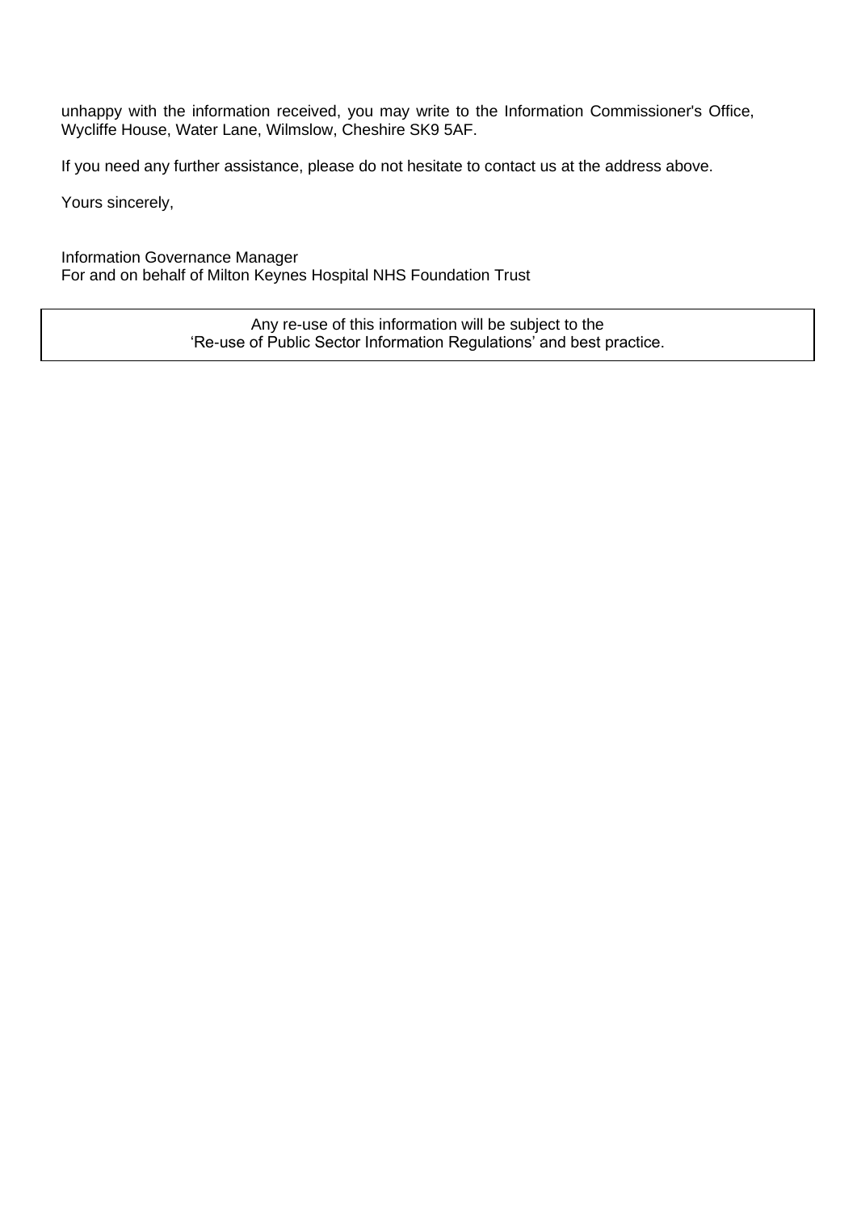unhappy with the information received, you may write to the Information Commissioner's Office, Wycliffe House, Water Lane, Wilmslow, Cheshire SK9 5AF.

If you need any further assistance, please do not hesitate to contact us at the address above.

Yours sincerely,

Information Governance Manager
For and on behalf of Milton Keynes Hospital NHS Foundation Trust

Any re-use of this information will be subject to the
'Re-use of Public Sector Information Regulations' and best practice.